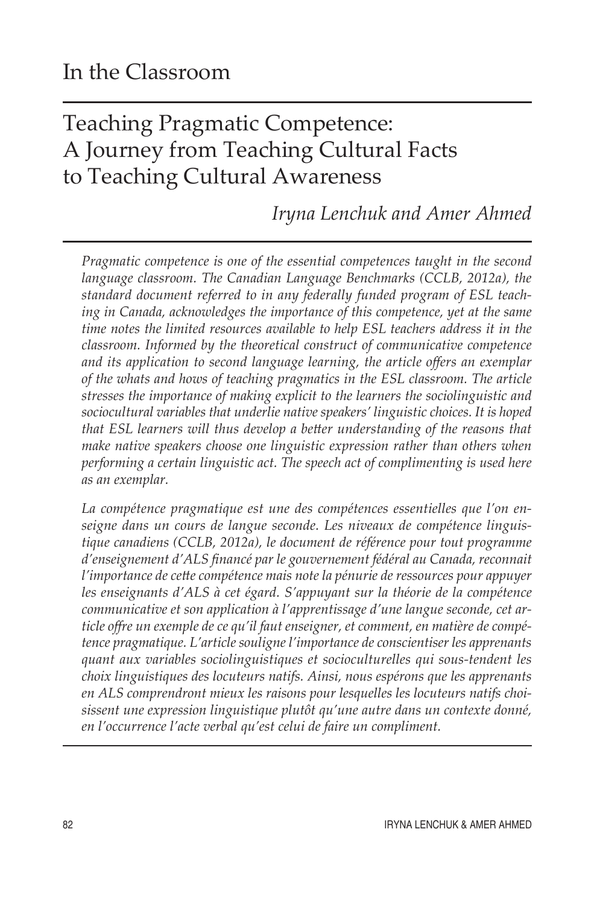# In the Classroom

## Teaching Pragmatic Competence: A Journey from Teaching Cultural Facts to Teaching Cultural Awareness

*Iryna Lenchuk and Amer Ahmed*

*Pragmatic competence is one of the essential competences taught in the second language classroom. The Canadian Language Benchmarks (CCLB, 2012a), the standard document referred to in any federally funded program of ESL teaching in Canada, acknowledges the importance of this competence, yet at the same time notes the limited resources available to help ESL teachers address it in the classroom. Informed by the theoretical construct of communicative competence and its application to second language learning, the article offers an exemplar of the whats and hows of teaching pragmatics in the ESL classroom. The article stresses the importance of making explicit to the learners the sociolinguistic and sociocultural variables that underlie native speakers' linguistic choices. It is hoped that ESL learners will thus develop a better understanding of the reasons that make native speakers choose one linguistic expression rather than others when performing a certain linguistic act. The speech act of complimenting is used here as an exemplar.*

*La compétence pragmatique est une des compétences essentielles que l'on enseigne dans un cours de langue seconde. Les niveaux de compétence linguistique canadiens (CCLB, 2012a), le document de référence pour tout programme d'enseignement d'ALS financé par le gouvernement fédéral au Canada, reconnait l'importance de cette compétence mais note la pénurie de ressources pour appuyer les enseignants d'ALS à cet égard. S'appuyant sur la théorie de la compétence communicative et son application à l'apprentissage d'une langue seconde, cet article offre un exemple de ce qu'il faut enseigner, et comment, en matière de compétence pragmatique. L'article souligne l'importance de conscientiser les apprenants quant aux variables sociolinguistiques et socioculturelles qui sous-tendent les choix linguistiques des locuteurs natifs. Ainsi, nous espérons que les apprenants en ALS comprendront mieux les raisons pour lesquelles les locuteurs natifs choisissent une expression linguistique plutôt qu'une autre dans un contexte donné, en l'occurrence l'acte verbal qu'est celui de faire un compliment.*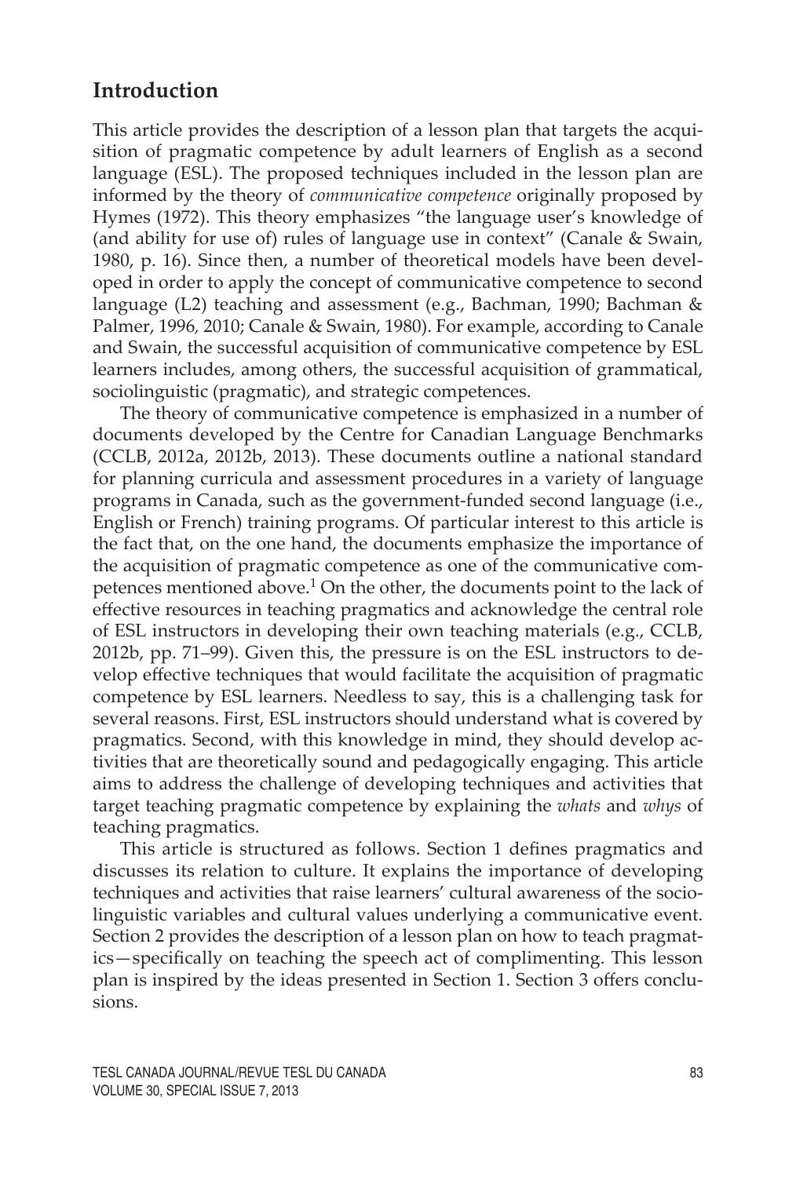## Introduction

This article provides the description of a lesson plan that targets the acquisition of pragmatic competence by adult learners of English as a second language (ESL). The proposed techniques included in the lesson plan are informed by the theory of *communicative competence* originally proposed by Hymes (1972). This theory emphasizes "the language user's knowledge of (and ability for use of) rules of language use in context" (Canale & Swain, 1980, p. 16). Since then, a number of theoretical models have been developed in order to apply the concept of communicative competence to second language (L2) teaching and assessment (e.g., Bachman, 1990; Bachman & Palmer, 1996, 2010; Canale & Swain, 1980). For example, according to Canale and Swain, the successful acquisition of communicative competence by ESL learners includes, among others, the successful acquisition of grammatical, sociolinguistic (pragmatic), and strategic competences.

The theory of communicative competence is emphasized in a number of documents developed by the Centre for Canadian Language Benchmarks (CCLB, 2012a, 2012b, 2013). These documents outline a national standard for planning curricula and assessment procedures in a variety of language programs in Canada, such as the government-funded second language (i.e., English or French) training programs. Of particular interest to this article is the fact that, on the one hand, the documents emphasize the importance of the acquisition of pragmatic competence as one of the communicative competences mentioned above.[1] On the other, the documents point to the lack of effective resources in teaching pragmatics and acknowledge the central role of ESL instructors in developing their own teaching materials (e.g., CCLB, 2012b, pp. 71–99). Given this, the pressure is on the ESL instructors to develop effective techniques that would facilitate the acquisition of pragmatic competence by ESL learners. Needless to say, this is a challenging task for several reasons. First, ESL instructors should understand what is covered by pragmatics. Second, with this knowledge in mind, they should develop activities that are theoretically sound and pedagogically engaging. This article aims to address the challenge of developing techniques and activities that target teaching pragmatic competence by explaining the *whats* and *whys* of teaching pragmatics.

This article is structured as follows. Section 1 defines pragmatics and discusses its relation to culture. It explains the importance of developing techniques and activities that raise learners' cultural awareness of the sociolinguistic variables and cultural values underlying a communicative event. Section 2 provides the description of a lesson plan on how to teach pragmatics—specifically on teaching the speech act of complimenting. This lesson plan is inspired by the ideas presented in Section 1. Section 3 offers conclusions.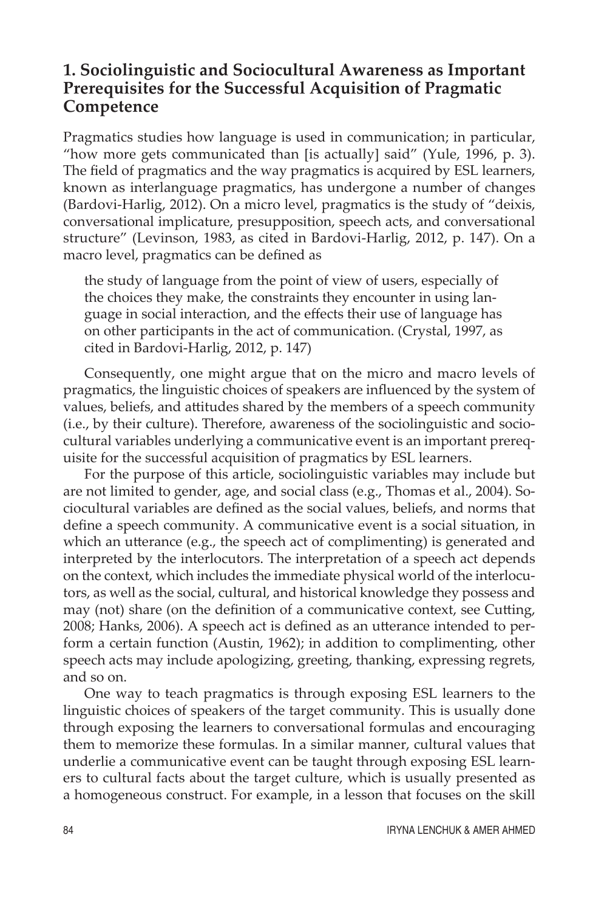## 1. Sociolinguistic and Sociocultural Awareness as Important Prerequisites for the Successful Acquisition of Pragmatic Competence

Pragmatics studies how language is used in communication; in particular, "how more gets communicated than [is actually] said" (Yule, 1996, p. 3). The field of pragmatics and the way pragmatics is acquired by ESL learners, known as interlanguage pragmatics, has undergone a number of changes (Bardovi-Harlig, 2012). On a micro level, pragmatics is the study of "deixis, conversational implicature, presupposition, speech acts, and conversational structure" (Levinson, 1983, as cited in Bardovi-Harlig, 2012, p. 147). On a macro level, pragmatics can be defined as

> the study of language from the point of view of users, especially of the choices they make, the constraints they encounter in using language in social interaction, and the effects their use of language has on other participants in the act of communication. (Crystal, 1997, as cited in Bardovi-Harlig, 2012, p. 147)

Consequently, one might argue that on the micro and macro levels of pragmatics, the linguistic choices of speakers are influenced by the system of values, beliefs, and attitudes shared by the members of a speech community (i.e., by their culture). Therefore, awareness of the sociolinguistic and sociocultural variables underlying a communicative event is an important prerequisite for the successful acquisition of pragmatics by ESL learners.

For the purpose of this article, sociolinguistic variables may include but are not limited to gender, age, and social class (e.g., Thomas et al., 2004). Sociocultural variables are defined as the social values, beliefs, and norms that define a speech community. A communicative event is a social situation, in which an utterance (e.g., the speech act of complimenting) is generated and interpreted by the interlocutors. The interpretation of a speech act depends on the context, which includes the immediate physical world of the interlocutors, as well as the social, cultural, and historical knowledge they possess and may (not) share (on the definition of a communicative context, see Cutting, 2008; Hanks, 2006). A speech act is defined as an utterance intended to perform a certain function (Austin, 1962); in addition to complimenting, other speech acts may include apologizing, greeting, thanking, expressing regrets, and so on.

One way to teach pragmatics is through exposing ESL learners to the linguistic choices of speakers of the target community. This is usually done through exposing the learners to conversational formulas and encouraging them to memorize these formulas. In a similar manner, cultural values that underlie a communicative event can be taught through exposing ESL learners to cultural facts about the target culture, which is usually presented as a homogeneous construct. For example, in a lesson that focuses on the skill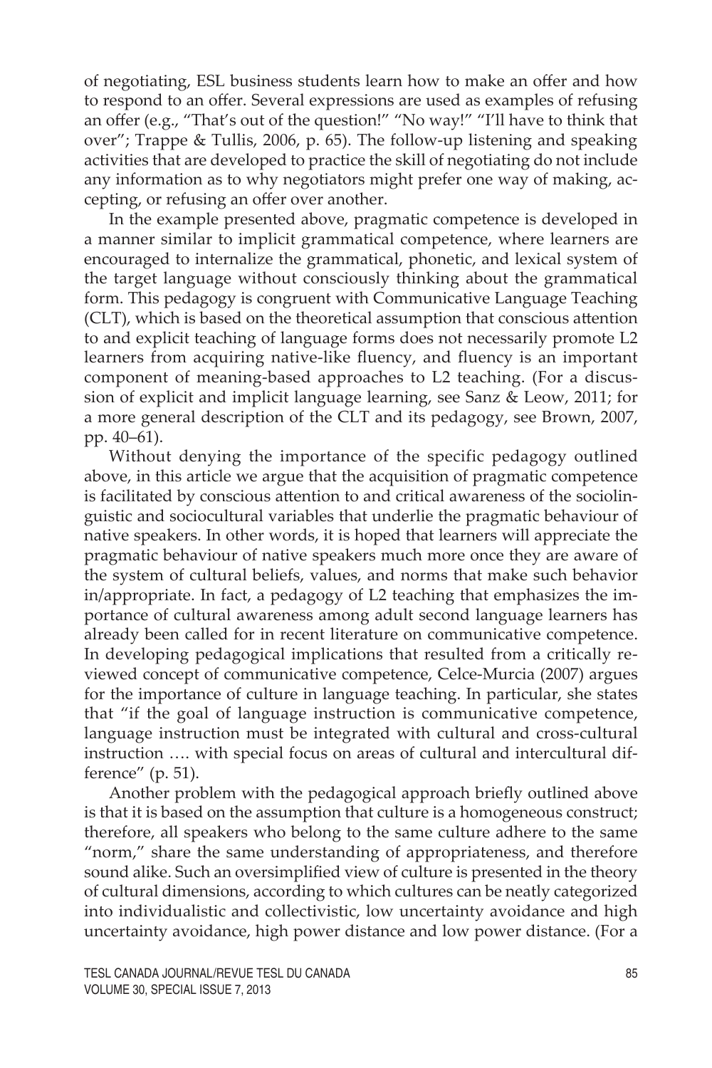of negotiating, ESL business students learn how to make an offer and how to respond to an offer. Several expressions are used as examples of refusing an offer (e.g., "That's out of the question!" "No way!" "I'll have to think that over"; Trappe & Tullis, 2006, p. 65). The follow-up listening and speaking activities that are developed to practice the skill of negotiating do not include any information as to why negotiators might prefer one way of making, accepting, or refusing an offer over another.

In the example presented above, pragmatic competence is developed in a manner similar to implicit grammatical competence, where learners are encouraged to internalize the grammatical, phonetic, and lexical system of the target language without consciously thinking about the grammatical form. This pedagogy is congruent with Communicative Language Teaching (CLT), which is based on the theoretical assumption that conscious attention to and explicit teaching of language forms does not necessarily promote L2 learners from acquiring native-like fluency, and fluency is an important component of meaning-based approaches to L2 teaching. (For a discussion of explicit and implicit language learning, see Sanz & Leow, 2011; for a more general description of the CLT and its pedagogy, see Brown, 2007, pp. 40–61).

Without denying the importance of the specific pedagogy outlined above, in this article we argue that the acquisition of pragmatic competence is facilitated by conscious attention to and critical awareness of the sociolinguistic and sociocultural variables that underlie the pragmatic behaviour of native speakers. In other words, it is hoped that learners will appreciate the pragmatic behaviour of native speakers much more once they are aware of the system of cultural beliefs, values, and norms that make such behavior in/appropriate. In fact, a pedagogy of L2 teaching that emphasizes the importance of cultural awareness among adult second language learners has already been called for in recent literature on communicative competence. In developing pedagogical implications that resulted from a critically reviewed concept of communicative competence, Celce-Murcia (2007) argues for the importance of culture in language teaching. In particular, she states that "if the goal of language instruction is communicative competence, language instruction must be integrated with cultural and cross-cultural instruction …. with special focus on areas of cultural and intercultural difference" (p. 51).

Another problem with the pedagogical approach briefly outlined above is that it is based on the assumption that culture is a homogeneous construct; therefore, all speakers who belong to the same culture adhere to the same "norm," share the same understanding of appropriateness, and therefore sound alike. Such an oversimplified view of culture is presented in the theory of cultural dimensions, according to which cultures can be neatly categorized into individualistic and collectivistic, low uncertainty avoidance and high uncertainty avoidance, high power distance and low power distance. (For a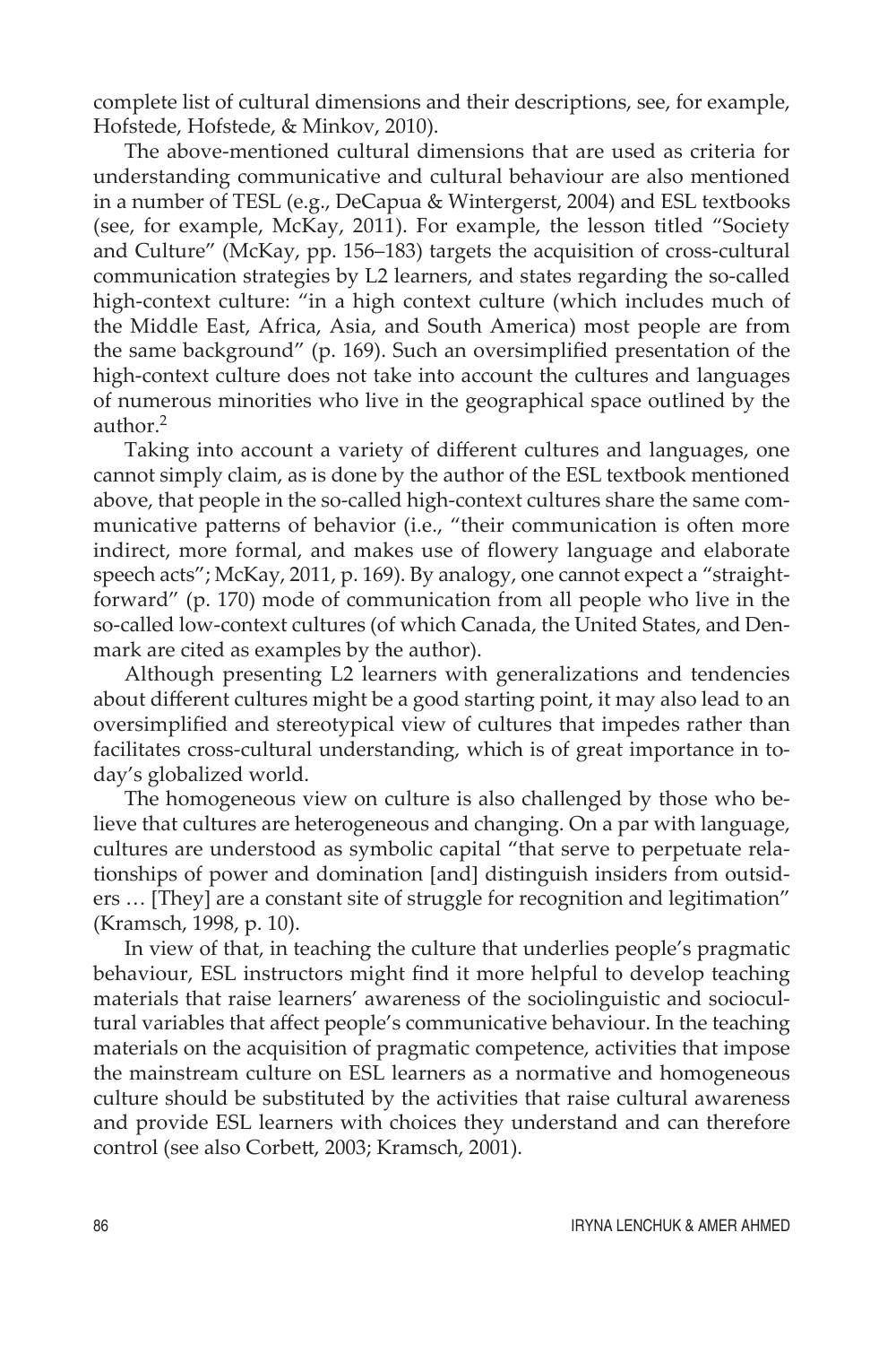complete list of cultural dimensions and their descriptions, see, for example, Hofstede, Hofstede, & Minkov, 2010).

The above-mentioned cultural dimensions that are used as criteria for understanding communicative and cultural behaviour are also mentioned in a number of TESL (e.g., DeCapua & Wintergerst, 2004) and ESL textbooks (see, for example, McKay, 2011). For example, the lesson titled "Society and Culture" (McKay, pp. 156–183) targets the acquisition of cross-cultural communication strategies by L2 learners, and states regarding the so-called high-context culture: "in a high context culture (which includes much of the Middle East, Africa, Asia, and South America) most people are from the same background" (p. 169). Such an oversimplified presentation of the high-context culture does not take into account the cultures and languages of numerous minorities who live in the geographical space outlined by the author.[2]

Taking into account a variety of different cultures and languages, one cannot simply claim, as is done by the author of the ESL textbook mentioned above, that people in the so-called high-context cultures share the same communicative patterns of behavior (i.e., "their communication is often more indirect, more formal, and makes use of flowery language and elaborate speech acts"; McKay, 2011, p. 169). By analogy, one cannot expect a "straightforward" (p. 170) mode of communication from all people who live in the so-called low-context cultures (of which Canada, the United States, and Denmark are cited as examples by the author).

Although presenting L2 learners with generalizations and tendencies about different cultures might be a good starting point, it may also lead to an oversimplified and stereotypical view of cultures that impedes rather than facilitates cross-cultural understanding, which is of great importance in today's globalized world.

The homogeneous view on culture is also challenged by those who believe that cultures are heterogeneous and changing. On a par with language, cultures are understood as symbolic capital "that serve to perpetuate relationships of power and domination [and] distinguish insiders from outsiders … [They] are a constant site of struggle for recognition and legitimation" (Kramsch, 1998, p. 10).

In view of that, in teaching the culture that underlies people's pragmatic behaviour, ESL instructors might find it more helpful to develop teaching materials that raise learners' awareness of the sociolinguistic and sociocultural variables that affect people's communicative behaviour. In the teaching materials on the acquisition of pragmatic competence, activities that impose the mainstream culture on ESL learners as a normative and homogeneous culture should be substituted by the activities that raise cultural awareness and provide ESL learners with choices they understand and can therefore control (see also Corbett, 2003; Kramsch, 2001).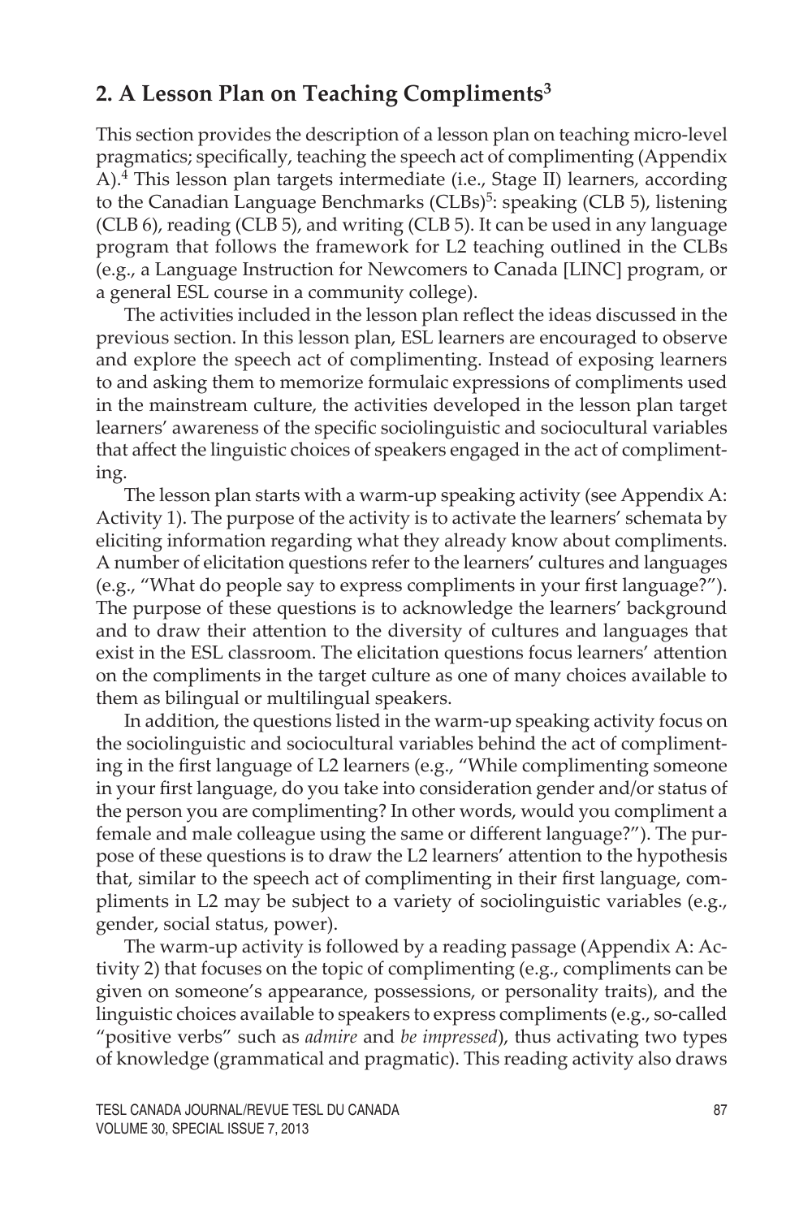## 2. A Lesson Plan on Teaching Compliments[3]

This section provides the description of a lesson plan on teaching micro-level pragmatics; specifically, teaching the speech act of complimenting (Appendix A).[4] This lesson plan targets intermediate (i.e., Stage II) learners, according to the Canadian Language Benchmarks (CLBs)[5]: speaking (CLB 5), listening (CLB 6), reading (CLB 5), and writing (CLB 5). It can be used in any language program that follows the framework for L2 teaching outlined in the CLBs (e.g., a Language Instruction for Newcomers to Canada [LINC] program, or a general ESL course in a community college).

The activities included in the lesson plan reflect the ideas discussed in the previous section. In this lesson plan, ESL learners are encouraged to observe and explore the speech act of complimenting. Instead of exposing learners to and asking them to memorize formulaic expressions of compliments used in the mainstream culture, the activities developed in the lesson plan target learners' awareness of the specific sociolinguistic and sociocultural variables that affect the linguistic choices of speakers engaged in the act of complimenting.

The lesson plan starts with a warm-up speaking activity (see Appendix A: Activity 1). The purpose of the activity is to activate the learners' schemata by eliciting information regarding what they already know about compliments. A number of elicitation questions refer to the learners' cultures and languages (e.g., "What do people say to express compliments in your first language?"). The purpose of these questions is to acknowledge the learners' background and to draw their attention to the diversity of cultures and languages that exist in the ESL classroom. The elicitation questions focus learners' attention on the compliments in the target culture as one of many choices available to them as bilingual or multilingual speakers.

In addition, the questions listed in the warm-up speaking activity focus on the sociolinguistic and sociocultural variables behind the act of complimenting in the first language of L2 learners (e.g., "While complimenting someone in your first language, do you take into consideration gender and/or status of the person you are complimenting? In other words, would you compliment a female and male colleague using the same or different language?"). The purpose of these questions is to draw the L2 learners' attention to the hypothesis that, similar to the speech act of complimenting in their first language, compliments in L2 may be subject to a variety of sociolinguistic variables (e.g., gender, social status, power).

The warm-up activity is followed by a reading passage (Appendix A: Activity 2) that focuses on the topic of complimenting (e.g., compliments can be given on someone's appearance, possessions, or personality traits), and the linguistic choices available to speakers to express compliments (e.g., so-called "positive verbs" such as *admire* and *be impressed*), thus activating two types of knowledge (grammatical and pragmatic). This reading activity also draws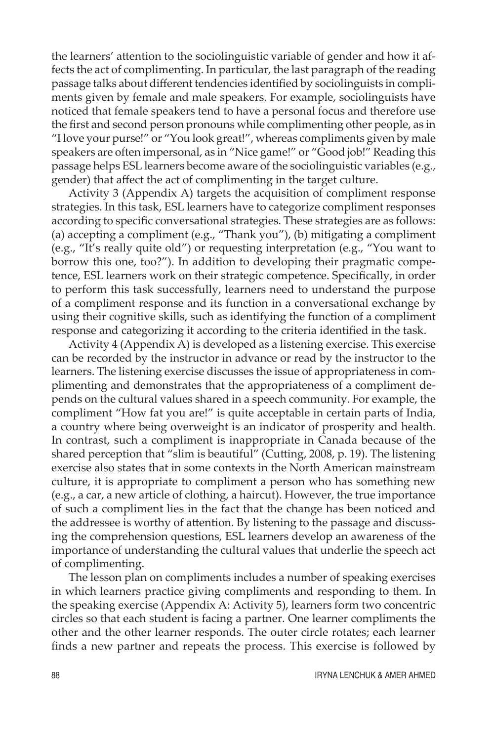the learners' attention to the sociolinguistic variable of gender and how it affects the act of complimenting. In particular, the last paragraph of the reading passage talks about different tendencies identified by sociolinguists in compliments given by female and male speakers. For example, sociolinguists have noticed that female speakers tend to have a personal focus and therefore use the first and second person pronouns while complimenting other people, as in "I love your purse!" or "You look great!", whereas compliments given by male speakers are often impersonal, as in "Nice game!" or "Good job!" Reading this passage helps ESL learners become aware of the sociolinguistic variables (e.g., gender) that affect the act of complimenting in the target culture.

Activity 3 (Appendix A) targets the acquisition of compliment response strategies. In this task, ESL learners have to categorize compliment responses according to specific conversational strategies. These strategies are as follows: (a) accepting a compliment (e.g., "Thank you"), (b) mitigating a compliment (e.g., "It's really quite old") or requesting interpretation (e.g., "You want to borrow this one, too?"). In addition to developing their pragmatic competence, ESL learners work on their strategic competence. Specifically, in order to perform this task successfully, learners need to understand the purpose of a compliment response and its function in a conversational exchange by using their cognitive skills, such as identifying the function of a compliment response and categorizing it according to the criteria identified in the task.

Activity 4 (Appendix A) is developed as a listening exercise. This exercise can be recorded by the instructor in advance or read by the instructor to the learners. The listening exercise discusses the issue of appropriateness in complimenting and demonstrates that the appropriateness of a compliment depends on the cultural values shared in a speech community. For example, the compliment "How fat you are!" is quite acceptable in certain parts of India, a country where being overweight is an indicator of prosperity and health. In contrast, such a compliment is inappropriate in Canada because of the shared perception that "slim is beautiful" (Cutting, 2008, p. 19). The listening exercise also states that in some contexts in the North American mainstream culture, it is appropriate to compliment a person who has something new (e.g., a car, a new article of clothing, a haircut). However, the true importance of such a compliment lies in the fact that the change has been noticed and the addressee is worthy of attention. By listening to the passage and discussing the comprehension questions, ESL learners develop an awareness of the importance of understanding the cultural values that underlie the speech act of complimenting.

The lesson plan on compliments includes a number of speaking exercises in which learners practice giving compliments and responding to them. In the speaking exercise (Appendix A: Activity 5), learners form two concentric circles so that each student is facing a partner. One learner compliments the other and the other learner responds. The outer circle rotates; each learner finds a new partner and repeats the process. This exercise is followed by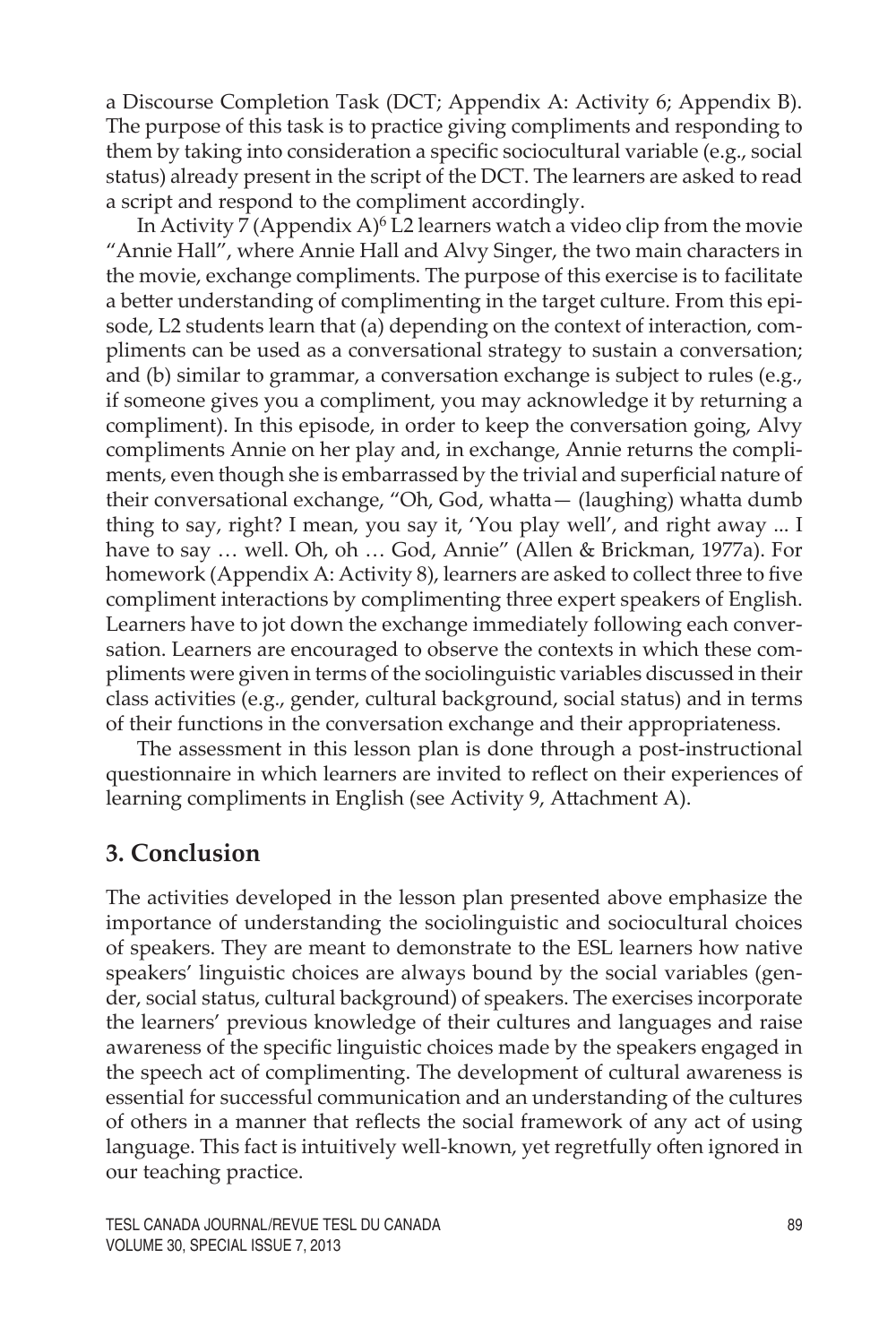a Discourse Completion Task (DCT; Appendix A: Activity 6; Appendix B). The purpose of this task is to practice giving compliments and responding to them by taking into consideration a specific sociocultural variable (e.g., social status) already present in the script of the DCT. The learners are asked to read a script and respond to the compliment accordingly.

In Activity 7 (Appendix A)[6] L2 learners watch a video clip from the movie "Annie Hall", where Annie Hall and Alvy Singer, the two main characters in the movie, exchange compliments. The purpose of this exercise is to facilitate a better understanding of complimenting in the target culture. From this episode, L2 students learn that (a) depending on the context of interaction, compliments can be used as a conversational strategy to sustain a conversation; and (b) similar to grammar, a conversation exchange is subject to rules (e.g., if someone gives you a compliment, you may acknowledge it by returning a compliment). In this episode, in order to keep the conversation going, Alvy compliments Annie on her play and, in exchange, Annie returns the compliments, even though she is embarrassed by the trivial and superficial nature of their conversational exchange, "Oh, God, whatta— (laughing) whatta dumb thing to say, right? I mean, you say it, 'You play well', and right away ... I have to say … well. Oh, oh … God, Annie" (Allen & Brickman, 1977a). For homework (Appendix A: Activity 8), learners are asked to collect three to five compliment interactions by complimenting three expert speakers of English. Learners have to jot down the exchange immediately following each conversation. Learners are encouraged to observe the contexts in which these compliments were given in terms of the sociolinguistic variables discussed in their class activities (e.g., gender, cultural background, social status) and in terms of their functions in the conversation exchange and their appropriateness.

The assessment in this lesson plan is done through a post-instructional questionnaire in which learners are invited to reflect on their experiences of learning compliments in English (see Activity 9, Attachment A).

## 3. Conclusion

The activities developed in the lesson plan presented above emphasize the importance of understanding the sociolinguistic and sociocultural choices of speakers. They are meant to demonstrate to the ESL learners how native speakers' linguistic choices are always bound by the social variables (gender, social status, cultural background) of speakers. The exercises incorporate the learners' previous knowledge of their cultures and languages and raise awareness of the specific linguistic choices made by the speakers engaged in the speech act of complimenting. The development of cultural awareness is essential for successful communication and an understanding of the cultures of others in a manner that reflects the social framework of any act of using language. This fact is intuitively well-known, yet regretfully often ignored in our teaching practice.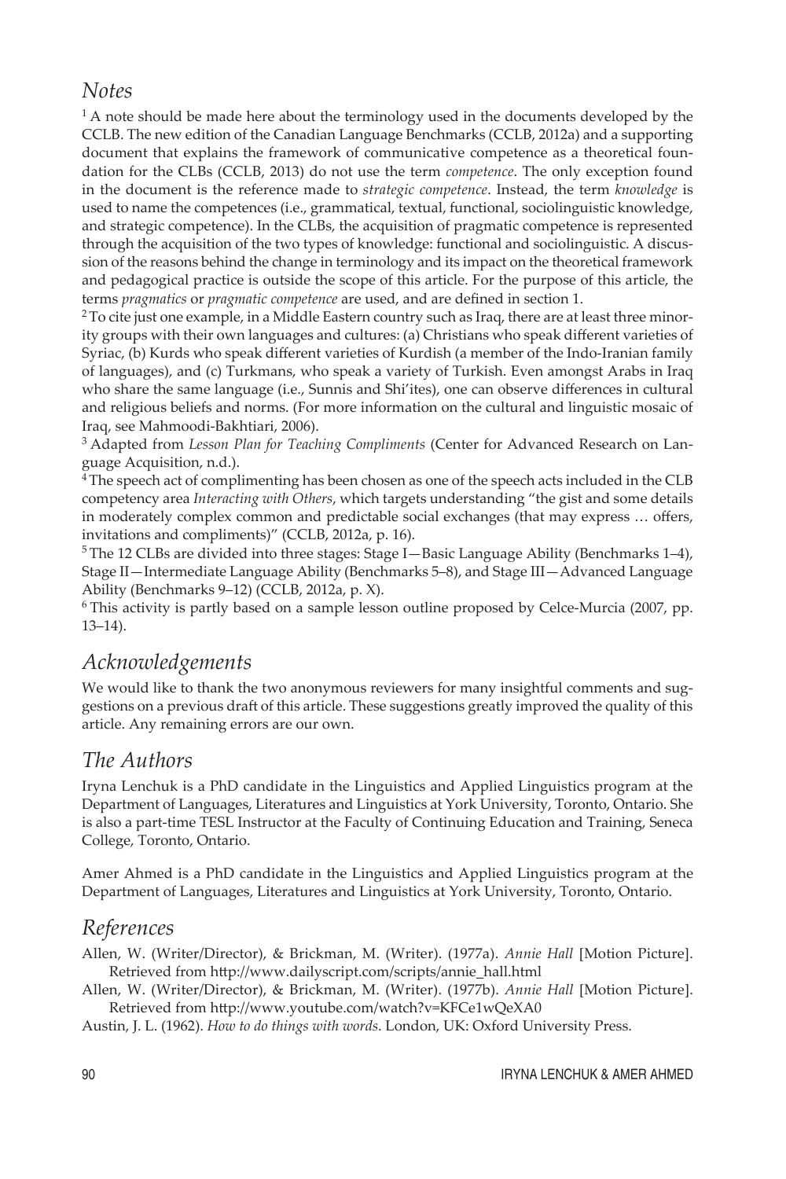## *Notes*

[1] A note should be made here about the terminology used in the documents developed by the CCLB. The new edition of the Canadian Language Benchmarks (CCLB, 2012a) and a supporting document that explains the framework of communicative competence as a theoretical foundation for the CLBs (CCLB, 2013) do not use the term *competence*. The only exception found in the document is the reference made to *strategic competence*. Instead, the term *knowledge* is used to name the competences (i.e., grammatical, textual, functional, sociolinguistic knowledge, and strategic competence). In the CLBs, the acquisition of pragmatic competence is represented through the acquisition of the two types of knowledge: functional and sociolinguistic. A discussion of the reasons behind the change in terminology and its impact on the theoretical framework and pedagogical practice is outside the scope of this article. For the purpose of this article, the terms *pragmatics* or *pragmatic competence* are used, and are defined in section 1.

[2] To cite just one example, in a Middle Eastern country such as Iraq, there are at least three minority groups with their own languages and cultures: (a) Christians who speak different varieties of Syriac, (b) Kurds who speak different varieties of Kurdish (a member of the Indo-Iranian family of languages), and (c) Turkmans, who speak a variety of Turkish. Even amongst Arabs in Iraq who share the same language (i.e., Sunnis and Shi'ites), one can observe differences in cultural and religious beliefs and norms. (For more information on the cultural and linguistic mosaic of Iraq, see Mahmoodi-Bakhtiari, 2006).

[3] Adapted from *Lesson Plan for Teaching Compliments* (Center for Advanced Research on Language Acquisition, n.d.).

[4] The speech act of complimenting has been chosen as one of the speech acts included in the CLB competency area *Interacting with Others*, which targets understanding "the gist and some details in moderately complex common and predictable social exchanges (that may express … offers, invitations and compliments)" (CCLB, 2012a, p. 16).

[5] The 12 CLBs are divided into three stages: Stage I—Basic Language Ability (Benchmarks 1–4), Stage II—Intermediate Language Ability (Benchmarks 5–8), and Stage III—Advanced Language Ability (Benchmarks 9–12) (CCLB, 2012a, p. X).

[6] This activity is partly based on a sample lesson outline proposed by Celce-Murcia (2007, pp. 13–14).

## *Acknowledgements*

We would like to thank the two anonymous reviewers for many insightful comments and suggestions on a previous draft of this article. These suggestions greatly improved the quality of this article. Any remaining errors are our own.

## *The Authors*

Iryna Lenchuk is a PhD candidate in the Linguistics and Applied Linguistics program at the Department of Languages, Literatures and Linguistics at York University, Toronto, Ontario. She is also a part-time TESL Instructor at the Faculty of Continuing Education and Training, Seneca College, Toronto, Ontario.

Amer Ahmed is a PhD candidate in the Linguistics and Applied Linguistics program at the Department of Languages, Literatures and Linguistics at York University, Toronto, Ontario.

## *References*

Allen, W. (Writer/Director), & Brickman, M. (Writer). (1977a). *Annie Hall* [Motion Picture]. Retrieved from http://www.dailyscript.com/scripts/annie_hall.html

Allen, W. (Writer/Director), & Brickman, M. (Writer). (1977b). *Annie Hall* [Motion Picture]. Retrieved from http://www.youtube.com/watch?v=KFCe1wQeXA0

Austin, J. L. (1962). *How to do things with words*. London, UK: Oxford University Press.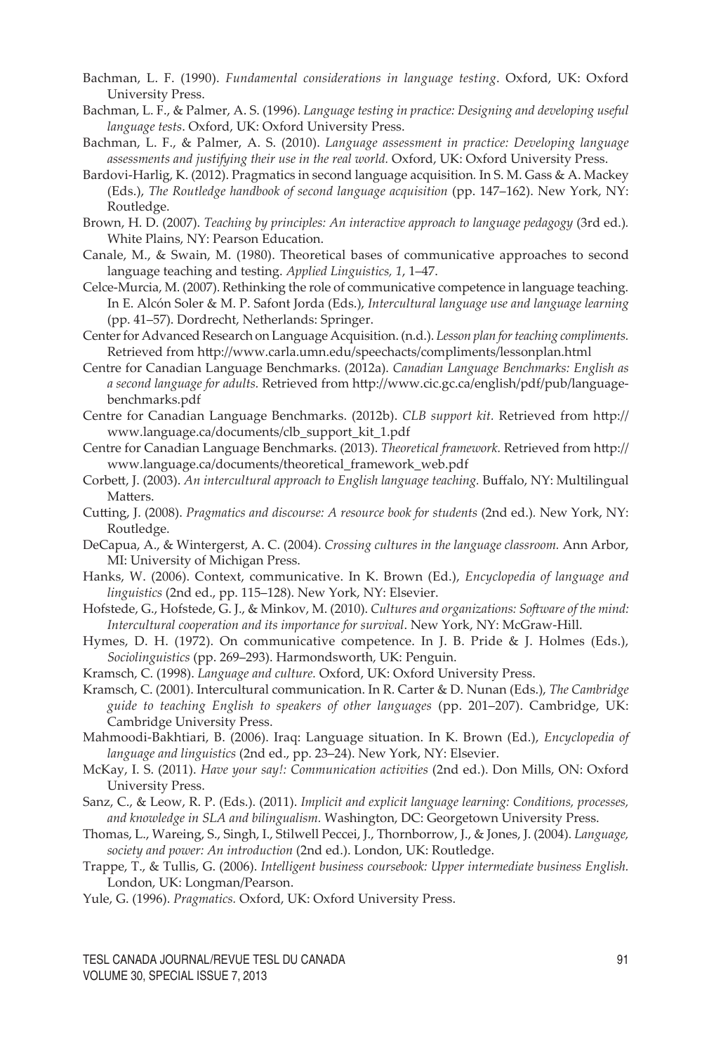Bachman, L. F. (1990). *Fundamental considerations in language testing*. Oxford, UK: Oxford University Press.

Bachman, L. F., & Palmer, A. S. (1996). *Language testing in practice: Designing and developing useful language tests*. Oxford, UK: Oxford University Press.

Bachman, L. F., & Palmer, A. S. (2010). *Language assessment in practice: Developing language assessments and justifying their use in the real world.* Oxford, UK: Oxford University Press.

Bardovi-Harlig, K. (2012). Pragmatics in second language acquisition. In S. M. Gass & A. Mackey (Eds.), *The Routledge handbook of second language acquisition* (pp. 147–162). New York, NY: Routledge.

Brown, H. D. (2007). *Teaching by principles: An interactive approach to language pedagogy* (3rd ed.). White Plains, NY: Pearson Education.

Canale, M., & Swain, M. (1980). Theoretical bases of communicative approaches to second language teaching and testing. *Applied Linguistics, 1*, 1–47.

Celce-Murcia, M. (2007). Rethinking the role of communicative competence in language teaching. In E. Alcón Soler & M. P. Safont Jorda (Eds.), *Intercultural language use and language learning* (pp. 41–57). Dordrecht, Netherlands: Springer.

Center for Advanced Research on Language Acquisition. (n.d.). *Lesson plan for teaching compliments.* Retrieved from http://www.carla.umn.edu/speechacts/compliments/lessonplan.html

Centre for Canadian Language Benchmarks. (2012a). *Canadian Language Benchmarks: English as a second language for adults.* Retrieved from http://www.cic.gc.ca/english/pdf/pub/language-benchmarks.pdf

Centre for Canadian Language Benchmarks. (2012b). *CLB support kit.* Retrieved from http://www.language.ca/documents/clb_support_kit_1.pdf

Centre for Canadian Language Benchmarks. (2013). *Theoretical framework.* Retrieved from http://www.language.ca/documents/theoretical_framework_web.pdf

Corbett, J. (2003). *An intercultural approach to English language teaching.* Buffalo, NY: Multilingual Matters.

Cutting, J. (2008). *Pragmatics and discourse: A resource book for students* (2nd ed.). New York, NY: Routledge.

DeCapua, A., & Wintergerst, A. C. (2004). *Crossing cultures in the language classroom.* Ann Arbor, MI: University of Michigan Press.

Hanks, W. (2006). Context, communicative. In K. Brown (Ed.), *Encyclopedia of language and linguistics* (2nd ed., pp. 115–128). New York, NY: Elsevier.

Hofstede, G., Hofstede, G. J., & Minkov, M. (2010). *Cultures and organizations: Software of the mind: Intercultural cooperation and its importance for survival*. New York, NY: McGraw-Hill.

Hymes, D. H. (1972). On communicative competence. In J. B. Pride & J. Holmes (Eds.), *Sociolinguistics* (pp. 269–293). Harmondsworth, UK: Penguin.

Kramsch, C. (1998). *Language and culture.* Oxford, UK: Oxford University Press.

Kramsch, C. (2001). Intercultural communication. In R. Carter & D. Nunan (Eds.), *The Cambridge guide to teaching English to speakers of other languages* (pp. 201–207). Cambridge, UK: Cambridge University Press.

Mahmoodi-Bakhtiari, B. (2006). Iraq: Language situation. In K. Brown (Ed.), *Encyclopedia of language and linguistics* (2nd ed., pp. 23–24). New York, NY: Elsevier.

McKay, I. S. (2011). *Have your say!: Communication activities* (2nd ed.). Don Mills, ON: Oxford University Press.

Sanz, C., & Leow, R. P. (Eds.). (2011). *Implicit and explicit language learning: Conditions, processes, and knowledge in SLA and bilingualism.* Washington, DC: Georgetown University Press.

Thomas, L., Wareing, S., Singh, I., Stilwell Peccei, J., Thornborrow, J., & Jones, J. (2004). *Language, society and power: An introduction* (2nd ed.). London, UK: Routledge.

Trappe, T., & Tullis, G. (2006). *Intelligent business coursebook: Upper intermediate business English.* London, UK: Longman/Pearson.

Yule, G. (1996). *Pragmatics.* Oxford, UK: Oxford University Press.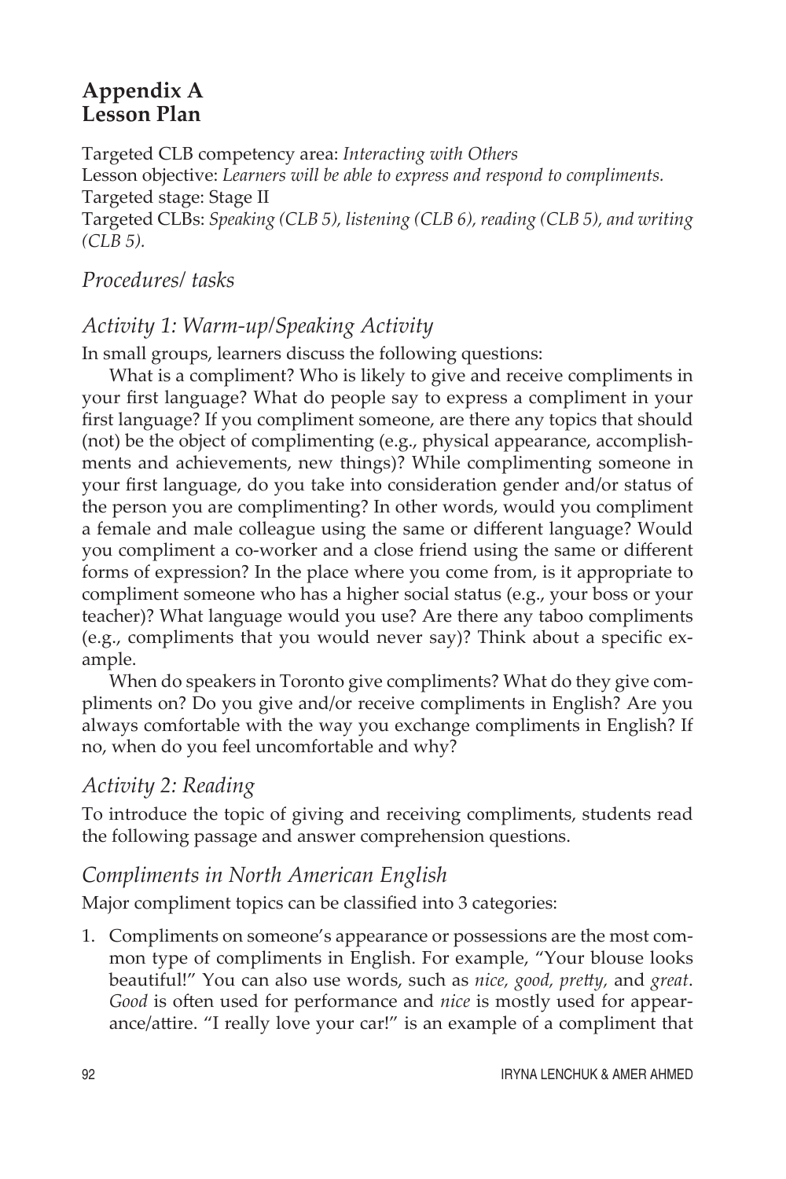## Appendix A
## Lesson Plan

Targeted CLB competency area: *Interacting with Others*
Lesson objective: *Learners will be able to express and respond to compliments.*
Targeted stage: Stage II
Targeted CLBs: *Speaking (CLB 5), listening (CLB 6), reading (CLB 5), and writing (CLB 5).*

### *Procedures/ tasks*

### *Activity 1: Warm-up/Speaking Activity*

In small groups, learners discuss the following questions:

What is a compliment? Who is likely to give and receive compliments in your first language? What do people say to express a compliment in your first language? If you compliment someone, are there any topics that should (not) be the object of complimenting (e.g., physical appearance, accomplishments and achievements, new things)? While complimenting someone in your first language, do you take into consideration gender and/or status of the person you are complimenting? In other words, would you compliment a female and male colleague using the same or different language? Would you compliment a co-worker and a close friend using the same or different forms of expression? In the place where you come from, is it appropriate to compliment someone who has a higher social status (e.g., your boss or your teacher)? What language would you use? Are there any taboo compliments (e.g., compliments that you would never say)? Think about a specific example.

When do speakers in Toronto give compliments? What do they give compliments on? Do you give and/or receive compliments in English? Are you always comfortable with the way you exchange compliments in English? If no, when do you feel uncomfortable and why?

### *Activity 2: Reading*

To introduce the topic of giving and receiving compliments, students read the following passage and answer comprehension questions.

### *Compliments in North American English*

Major compliment topics can be classified into 3 categories:

1. Compliments on someone's appearance or possessions are the most common type of compliments in English. For example, "Your blouse looks beautiful!" You can also use words, such as *nice, good, pretty,* and *great*. *Good* is often used for performance and *nice* is mostly used for appearance/attire. "I really love your car!" is an example of a compliment that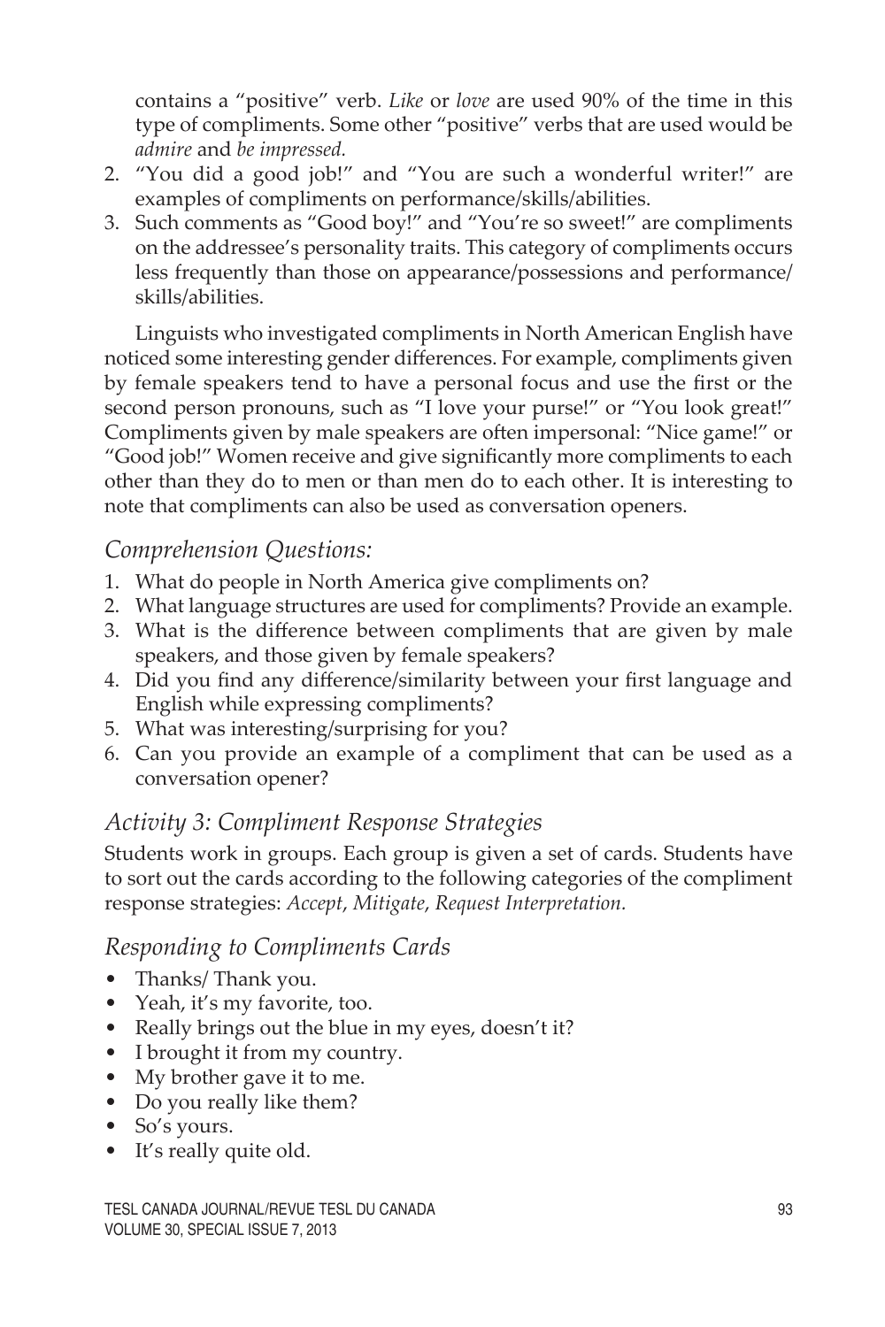contains a "positive" verb. *Like* or *love* are used 90% of the time in this type of compliments. Some other "positive" verbs that are used would be *admire* and *be impressed.*

2. "You did a good job!" and "You are such a wonderful writer!" are examples of compliments on performance/skills/abilities.
3. Such comments as "Good boy!" and "You're so sweet!" are compliments on the addressee's personality traits. This category of compliments occurs less frequently than those on appearance/possessions and performance/skills/abilities.

Linguists who investigated compliments in North American English have noticed some interesting gender differences. For example, compliments given by female speakers tend to have a personal focus and use the first or the second person pronouns, such as "I love your purse!" or "You look great!" Compliments given by male speakers are often impersonal: "Nice game!" or "Good job!" Women receive and give significantly more compliments to each other than they do to men or than men do to each other. It is interesting to note that compliments can also be used as conversation openers.

### *Comprehension Questions:*

1. What do people in North America give compliments on?
2. What language structures are used for compliments? Provide an example.
3. What is the difference between compliments that are given by male speakers, and those given by female speakers?
4. Did you find any difference/similarity between your first language and English while expressing compliments?
5. What was interesting/surprising for you?
6. Can you provide an example of a compliment that can be used as a conversation opener?

### *Activity 3: Compliment Response Strategies*

Students work in groups. Each group is given a set of cards. Students have to sort out the cards according to the following categories of the compliment response strategies: *Accept*, *Mitigate*, *Request Interpretation.*

### *Responding to Compliments Cards*

- Thanks/ Thank you.
- Yeah, it's my favorite, too.
- Really brings out the blue in my eyes, doesn't it?
- I brought it from my country.
- My brother gave it to me.
- Do you really like them?
- So's yours.
- It's really quite old.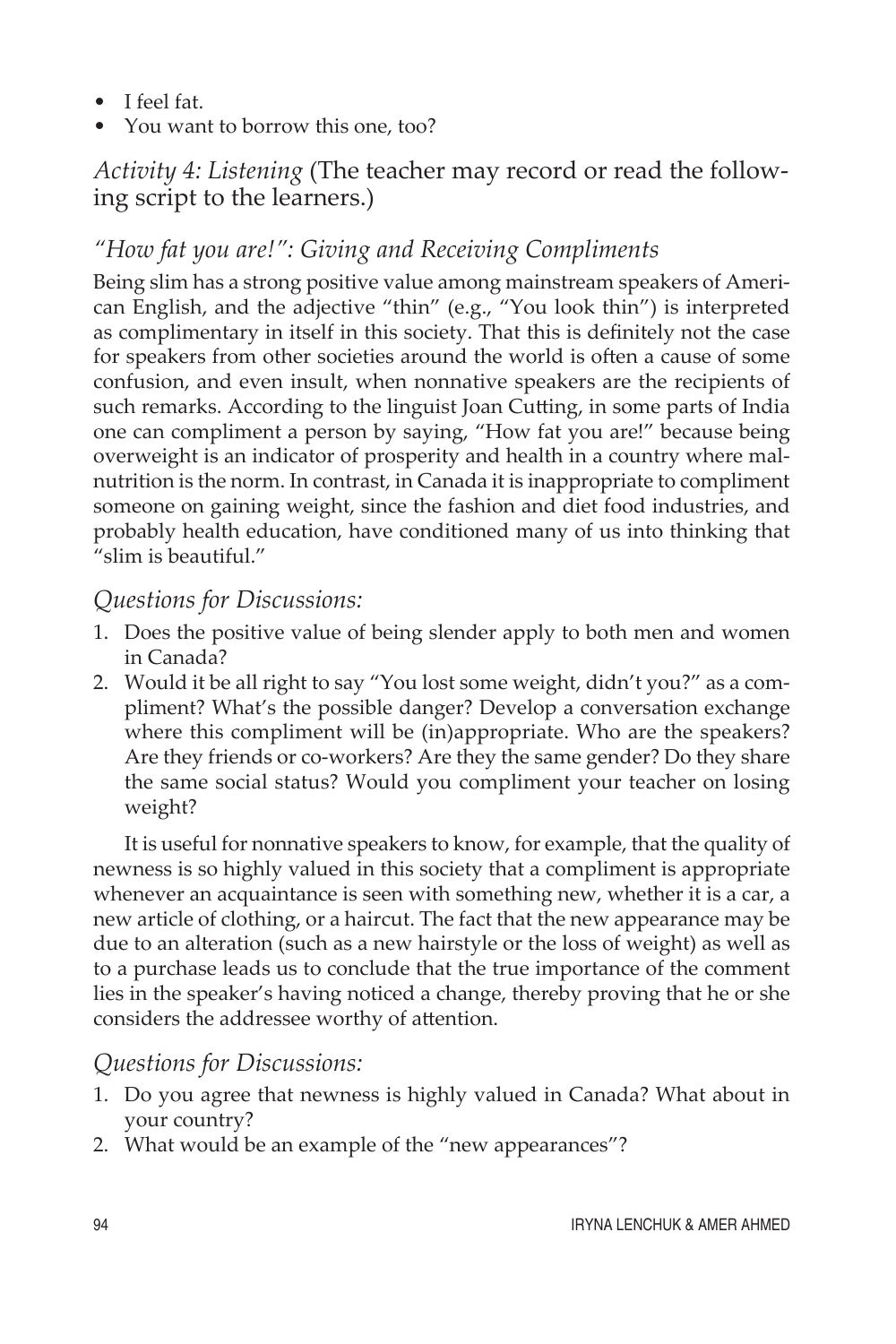- I feel fat.
- You want to borrow this one, too?

### *Activity 4: Listening* (The teacher may record or read the following script to the learners.)

### *"How fat you are!": Giving and Receiving Compliments*

Being slim has a strong positive value among mainstream speakers of American English, and the adjective "thin" (e.g., "You look thin") is interpreted as complimentary in itself in this society. That this is definitely not the case for speakers from other societies around the world is often a cause of some confusion, and even insult, when nonnative speakers are the recipients of such remarks. According to the linguist Joan Cutting, in some parts of India one can compliment a person by saying, "How fat you are!" because being overweight is an indicator of prosperity and health in a country where malnutrition is the norm. In contrast, in Canada it is inappropriate to compliment someone on gaining weight, since the fashion and diet food industries, and probably health education, have conditioned many of us into thinking that "slim is beautiful."

### *Questions for Discussions:*

1. Does the positive value of being slender apply to both men and women in Canada?
2. Would it be all right to say "You lost some weight, didn't you?" as a compliment? What's the possible danger? Develop a conversation exchange where this compliment will be (in)appropriate. Who are the speakers? Are they friends or co-workers? Are they the same gender? Do they share the same social status? Would you compliment your teacher on losing weight?

It is useful for nonnative speakers to know, for example, that the quality of newness is so highly valued in this society that a compliment is appropriate whenever an acquaintance is seen with something new, whether it is a car, a new article of clothing, or a haircut. The fact that the new appearance may be due to an alteration (such as a new hairstyle or the loss of weight) as well as to a purchase leads us to conclude that the true importance of the comment lies in the speaker's having noticed a change, thereby proving that he or she considers the addressee worthy of attention.

### *Questions for Discussions:*

1. Do you agree that newness is highly valued in Canada? What about in your country?
2. What would be an example of the "new appearances"?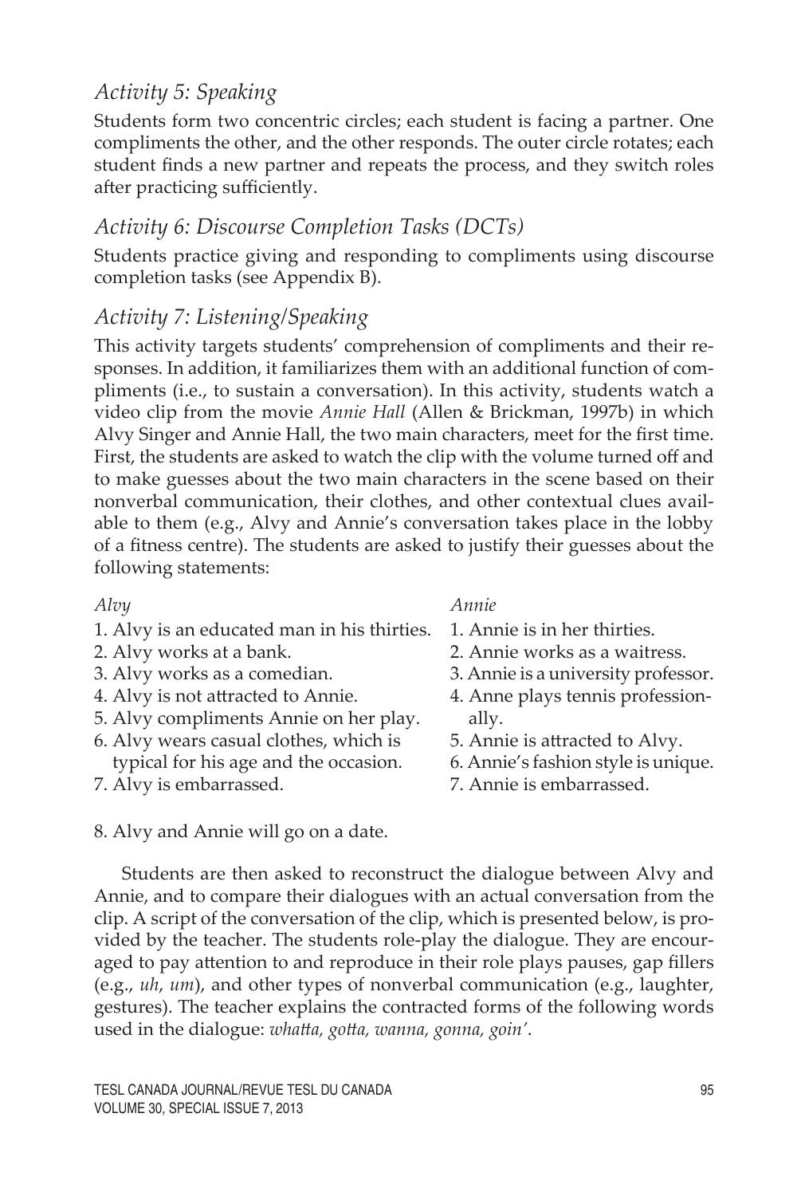### *Activity 5: Speaking*

Students form two concentric circles; each student is facing a partner. One compliments the other, and the other responds. The outer circle rotates; each student finds a new partner and repeats the process, and they switch roles after practicing sufficiently.

### *Activity 6: Discourse Completion Tasks (DCTs)*

Students practice giving and responding to compliments using discourse completion tasks (see Appendix B).

### *Activity 7: Listening/Speaking*

This activity targets students' comprehension of compliments and their responses. In addition, it familiarizes them with an additional function of compliments (i.e., to sustain a conversation). In this activity, students watch a video clip from the movie *Annie Hall* (Allen & Brickman, 1997b) in which Alvy Singer and Annie Hall, the two main characters, meet for the first time. First, the students are asked to watch the clip with the volume turned off and to make guesses about the two main characters in the scene based on their nonverbal communication, their clothes, and other contextual clues available to them (e.g., Alvy and Annie's conversation takes place in the lobby of a fitness centre). The students are asked to justify their guesses about the following statements:

*Alvy*

1. Alvy is an educated man in his thirties.
2. Alvy works at a bank.
3. Alvy works as a comedian.
4. Alvy is not attracted to Annie.
5. Alvy compliments Annie on her play.
6. Alvy wears casual clothes, which is typical for his age and the occasion.
7. Alvy is embarrassed.

*Annie*

1. Annie is in her thirties.
2. Annie works as a waitress.
3. Annie is a university professor.
4. Anne plays tennis professionally.
5. Annie is attracted to Alvy.
6. Annie's fashion style is unique.
7. Annie is embarrassed.

8. Alvy and Annie will go on a date.

Students are then asked to reconstruct the dialogue between Alvy and Annie, and to compare their dialogues with an actual conversation from the clip. A script of the conversation of the clip, which is presented below, is provided by the teacher. The students role-play the dialogue. They are encouraged to pay attention to and reproduce in their role plays pauses, gap fillers (e.g., *uh*, *um*), and other types of nonverbal communication (e.g., laughter, gestures). The teacher explains the contracted forms of the following words used in the dialogue: *whatta, gotta, wanna, gonna, goin'*.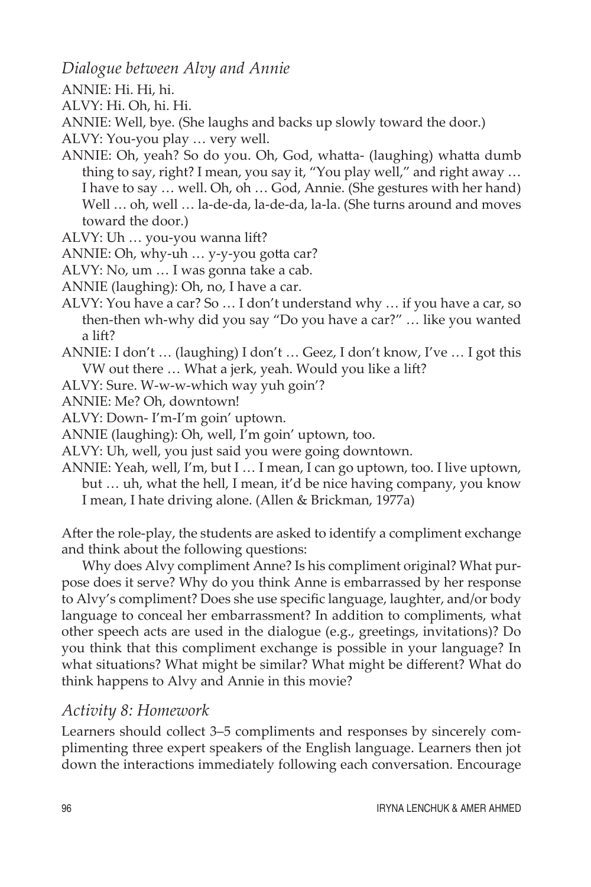*Dialogue between Alvy and Annie*

ANNIE: Hi. Hi, hi.

ALVY: Hi. Oh, hi. Hi.

ANNIE: Well, bye. (She laughs and backs up slowly toward the door.)

ALVY: You-you play … very well.

ANNIE: Oh, yeah? So do you. Oh, God, whatta- (laughing) whatta dumb thing to say, right? I mean, you say it, "You play well," and right away … I have to say … well. Oh, oh … God, Annie. (She gestures with her hand) Well … oh, well … la-de-da, la-de-da, la-la. (She turns around and moves toward the door.)

ALVY: Uh … you-you wanna lift?

ANNIE: Oh, why-uh … y-y-you gotta car?

ALVY: No, um … I was gonna take a cab.

ANNIE (laughing): Oh, no, I have a car.

ALVY: You have a car? So … I don't understand why … if you have a car, so then-then wh-why did you say "Do you have a car?" … like you wanted a lift?

ANNIE: I don't … (laughing) I don't … Geez, I don't know, I've … I got this VW out there … What a jerk, yeah. Would you like a lift?

ALVY: Sure. W-w-w-which way yuh goin'?

ANNIE: Me? Oh, downtown!

ALVY: Down- I'm-I'm goin' uptown.

ANNIE (laughing): Oh, well, I'm goin' uptown, too.

ALVY: Uh, well, you just said you were going downtown.

ANNIE: Yeah, well, I'm, but I … I mean, I can go uptown, too. I live uptown, but … uh, what the hell, I mean, it'd be nice having company, you know I mean, I hate driving alone. (Allen & Brickman, 1977a)

After the role-play, the students are asked to identify a compliment exchange and think about the following questions:

Why does Alvy compliment Anne? Is his compliment original? What purpose does it serve? Why do you think Anne is embarrassed by her response to Alvy's compliment? Does she use specific language, laughter, and/or body language to conceal her embarrassment? In addition to compliments, what other speech acts are used in the dialogue (e.g., greetings, invitations)? Do you think that this compliment exchange is possible in your language? In what situations? What might be similar? What might be different? What do think happens to Alvy and Annie in this movie?

## *Activity 8: Homework*

Learners should collect 3–5 compliments and responses by sincerely complimenting three expert speakers of the English language. Learners then jot down the interactions immediately following each conversation. Encourage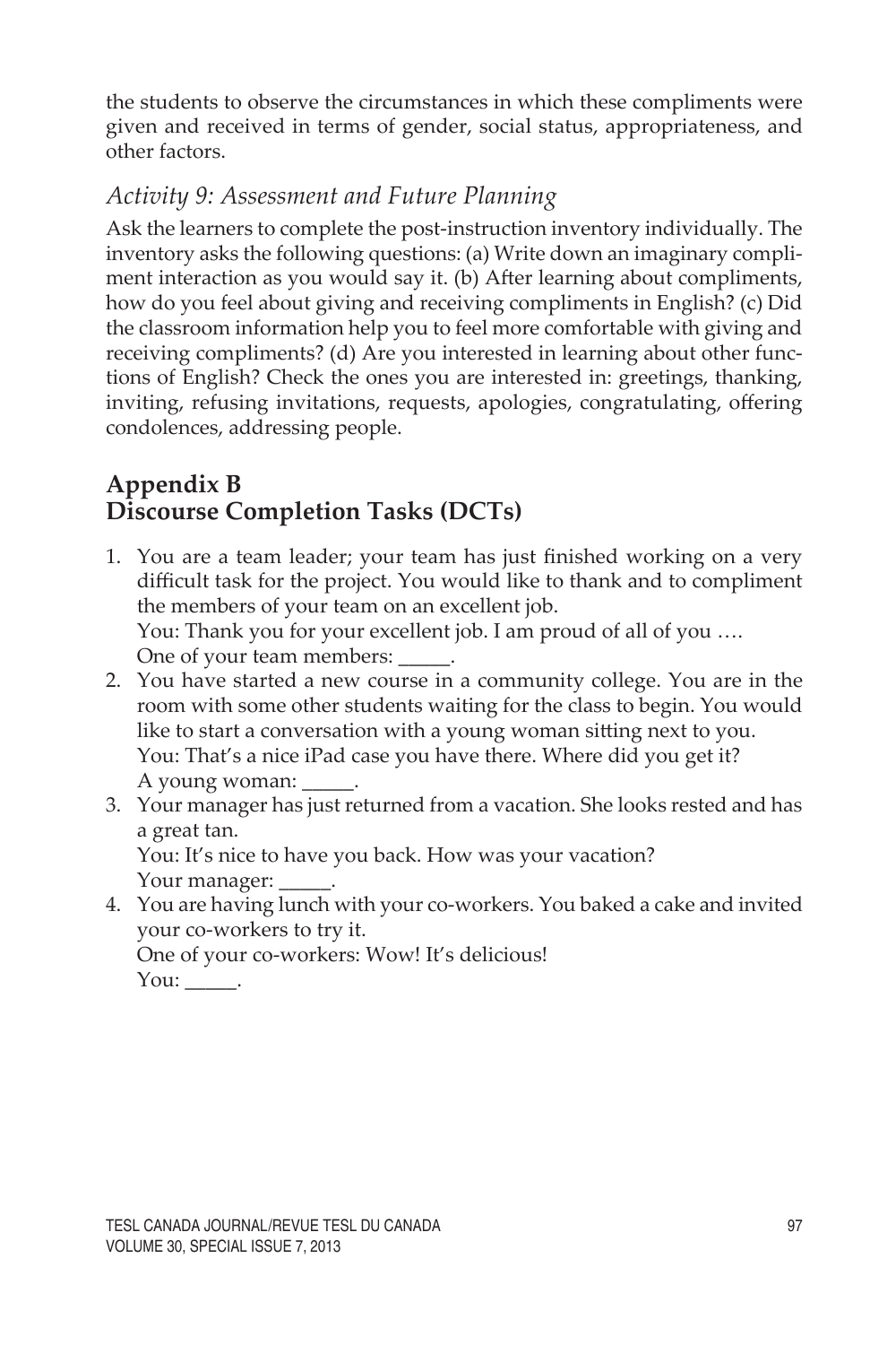the students to observe the circumstances in which these compliments were given and received in terms of gender, social status, appropriateness, and other factors.

### *Activity 9: Assessment and Future Planning*

Ask the learners to complete the post-instruction inventory individually. The inventory asks the following questions: (a) Write down an imaginary compliment interaction as you would say it. (b) After learning about compliments, how do you feel about giving and receiving compliments in English? (c) Did the classroom information help you to feel more comfortable with giving and receiving compliments? (d) Are you interested in learning about other functions of English? Check the ones you are interested in: greetings, thanking, inviting, refusing invitations, requests, apologies, congratulating, offering condolences, addressing people.

## Appendix B
## Discourse Completion Tasks (DCTs)

1. You are a team leader; your team has just finished working on a very difficult task for the project. You would like to thank and to compliment the members of your team on an excellent job.
   You: Thank you for your excellent job. I am proud of all of you ….
   One of your team members: _____.
2. You have started a new course in a community college. You are in the room with some other students waiting for the class to begin. You would like to start a conversation with a young woman sitting next to you.
   You: That's a nice iPad case you have there. Where did you get it?
   A young woman: _____.
3. Your manager has just returned from a vacation. She looks rested and has a great tan.
   You: It's nice to have you back. How was your vacation?
   Your manager: _____.
4. You are having lunch with your co-workers. You baked a cake and invited your co-workers to try it.
   One of your co-workers: Wow! It's delicious!
   You: _____.